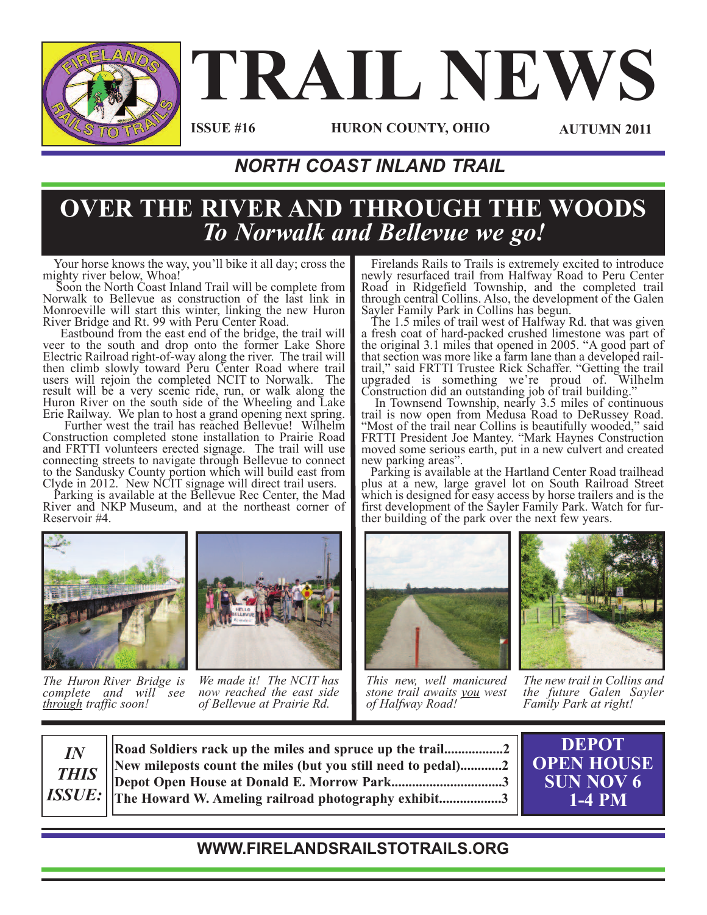# TRAIL NEWS

**ISSUE #16** **HURON COUNTY, OHIO** **AUTUMN 2011**

## *NORTH COAST INLAND TRAIL*

# OVER THE RIVER AND THROUGH THE WOODS
## *To Norwalk and Bellevue we go!*

Your horse knows the way, you'll bike it all day; cross the mighty river below, Whoa!

Soon the North Coast Inland Trail will be complete from Norwalk to Bellevue as construction of the last link in Monroeville will start this winter, linking the new Huron River Bridge and Rt. 99 with Peru Center Road.

Eastbound from the east end of the bridge, the trail will veer to the south and drop onto the former Lake Shore Electric Railroad right-of-way along the river. The trail will then climb slowly toward Peru Center Road where trail users will rejoin the completed NCIT to Norwalk. The result will be a very scenic ride, run, or walk along the Huron River on the south side of the Wheeling and Lake Erie Railway. We plan to host a grand opening next spring.

Further west the trail has reached Bellevue! Wilhelm Construction completed stone installation to Prairie Road and FRTTI volunteers erected signage. The trail will use connecting streets to navigate through Bellevue to connect to the Sandusky County portion which will build east from Clyde in 2012. New NCIT signage will direct trail users.

Parking is available at the Bellevue Rec Center, the Mad River and NKP Museum, and at the northeast corner of Reservoir #4.

*The Huron River Bridge is complete and will see <u>through</u> traffic soon!*

*We made it! The NCIT has now reached the east side of Bellevue at Prairie Rd.*

Firelands Rails to Trails is extremely excited to introduce newly resurfaced trail from Halfway Road to Peru Center Road in Ridgefield Township, and the completed trail through central Collins. Also, the development of the Galen Sayler Family Park in Collins has begun.

The 1.5 miles of trail west of Halfway Rd. that was given a fresh coat of hard-packed crushed limestone was part of the original 3.1 miles that opened in 2005. "A good part of that section was more like a farm lane than a developed rail-trail," said FRTTI Trustee Rick Schaffer. "Getting the trail upgraded is something we're proud of. Wilhelm Construction did an outstanding job of trail building."

In Townsend Township, nearly 3.5 miles of continuous trail is now open from Medusa Road to DeRussey Road. "Most of the trail near Collins is beautifully wooded," said FRTTI President Joe Mantey. "Mark Haynes Construction moved some serious earth, put in a new culvert and created new parking areas".

Parking is available at the Hartland Center Road trailhead plus at a new, large gravel lot on South Railroad Street which is designed for easy access by horse trailers and is the first development of the Sayler Family Park. Watch for further building of the park over the next few years.

*This new, well manicured stone trail awaits <u>you</u> west of Halfway Road!*

*The new trail in Collins and the future Galen Sayler Family Park at right!*

| *IN THIS ISSUE:* | |
|---|---|
| **Road Soldiers rack up the miles and spruce up the trail** | **2** |
| **New mileposts count the miles (but you still need to pedal)** | **2** |
| **Depot Open House at Donald E. Morrow Park** | **3** |
| **The Howard W. Ameling railroad photography exhibit** | **3** |

**DEPOT OPEN HOUSE SUN NOV 6 1-4 PM**

**WWW.FIRELANDSRAILSTOTRAILS.ORG**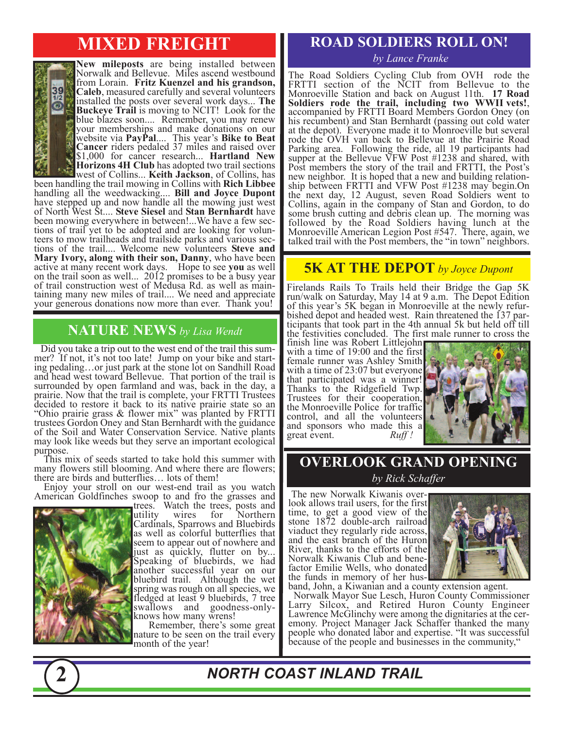## MIXED FREIGHT

**New mileposts** are being installed between Norwalk and Bellevue. Miles ascend westbound from Lorain. **Fritz Kuenzel and his grandson, Caleb**, measured carefully and several volunteers installed the posts over several work days... **The Buckeye Trail** is moving to NCIT! Look for the blue blazes soon.... Remember, you may renew your memberships and make donations on our website via **PayPal**.... This year's **Bike to Beat Cancer** riders pedaled 37 miles and raised over $1,000 for cancer research... **Hartland New Horizons 4H Club** has adopted two trail sections west of Collins... **Keith Jackson**, of Collins, has been handling the trail mowing in Collins with **Rich Libbee** handling all the weedwacking.... **Bill and Joyce Dupont** have stepped up and now handle all the mowing just west of North West St.... **Steve Siesel** and **Stan Bernhardt** have been mowing everywhere in between!...We have a few sections of trail yet to be adopted and are looking for volunteers to mow trailheads and trailside parks and various sections of the trail.... Welcome new volunteers **Steve and Mary Ivory, along with their son, Danny**, who have been active at many recent work days. Hope to see **you** as well on the trail soon as well... 2012 promises to be a busy year of trail construction west of Medusa Rd. as well as maintaining many new miles of trail.... We need and appreciate your generous donations now more than ever. Thank you!

## NATURE NEWS *by Lisa Wendt*

Did you take a trip out to the west end of the trail this summer? If not, it's not too late! Jump on your bike and starting pedaling…or just park at the stone lot on Sandhill Road and head west toward Bellevue. That portion of the trail is surrounded by open farmland and was, back in the day, a prairie. Now that the trail is complete, your FRTTI Trustees decided to restore it back to its native prairie state so an "Ohio prairie grass & flower mix" was planted by FRTTI trustees Gordon Oney and Stan Bernhardt with the guidance of the Soil and Water Conservation Service. Native plants may look like weeds but they serve an important ecological purpose.

This mix of seeds started to take hold this summer with many flowers still blooming. And where there are flowers; there are birds and butterflies… lots of them!

Enjoy your stroll on our west-end trail as you watch American Goldfinches swoop to and fro the grasses and trees. Watch the trees, posts and utility wires for Northern Cardinals, Sparrows and Bluebirds as well as colorful butterflies that seem to appear out of nowhere and just as quickly, flutter on by... Speaking of bluebirds, we had another successful year on our bluebird trail. Although the wet spring was rough on all species, we fledged at least 9 bluebirds, 7 tree swallows and goodness-only-knows how many wrens!

Remember, there's some great nature to be seen on the trail every month of the year!

## ROAD SOLDIERS ROLL ON!

*by Lance Franke*

The Road Soldiers Cycling Club from OVH rode the FRTTI section of the NCIT from Bellevue to the Monroeville Station and back on August 11th. **17 Road Soldiers rode the trail, including two WWII vets!**, accompanied by FRTTI Board Members Gordon Oney (on his recumbent) and Stan Bernhardt (passing out cold water at the depot). Everyone made it to Monroeville but several rode the OVH van back to Bellevue at the Prairie Road Parking area. Following the ride, all 19 participants had supper at the Bellevue VFW Post #1238 and shared, with Post members the story of the trail and FRTTI, the Post's new neighbor. It is hoped that a new and building relationship between FRTTI and VFW Post #1238 may begin.On the next day, 12 August, seven Road Soldiers went to Collins, again in the company of Stan and Gordon, to do some brush cutting and debris clean up. The morning was followed by the Road Soldiers having lunch at the Monroeville American Legion Post #547. There, again, we talked trail with the Post members, the "in town" neighbors.

## 5K AT THE DEPOT *by Joyce Dupont*

Firelands Rails To Trails held their Bridge the Gap 5K run/walk on Saturday, May 14 at 9 a.m. The Depot Edition of this year's 5K began in Monroeville at the newly refurbished depot and headed west. Rain threatened the 137 participants that took part in the 4th annual 5k but held off till the festivities concluded. The first male runner to cross the finish line was Robert Littlejohn with a time of 19:00 and the first female runner was Ashley Smith with a time of 23:07 but everyone that participated was a winner! Thanks to the Ridgefield Twp. Trustees for their cooperation, the Monroeville Police for traffic control, and all the volunteers and sponsors who made this a great event. *Ruff !*

## OVERLOOK GRAND OPENING

*by Rick Schaffer*

The new Norwalk Kiwanis overlook allows trail users, for the first time, to get a good view of the stone 1872 double-arch railroad viaduct they regularly ride across, and the east branch of the Huron River, thanks to the efforts of the Norwalk Kiwanis Club and benefactor Emilie Wells, who donated the funds in memory of her husband, John, a Kiwanian and a county extension agent.

Norwalk Mayor Sue Lesch, Huron County Commissioner Larry Silcox, and Retired Huron County Engineer Lawrence McGlinchy were among the dignitaries at the ceremony. Project Manager Jack Schaffer thanked the many people who donated labor and expertise. "It was successful because of the people and businesses in the community,"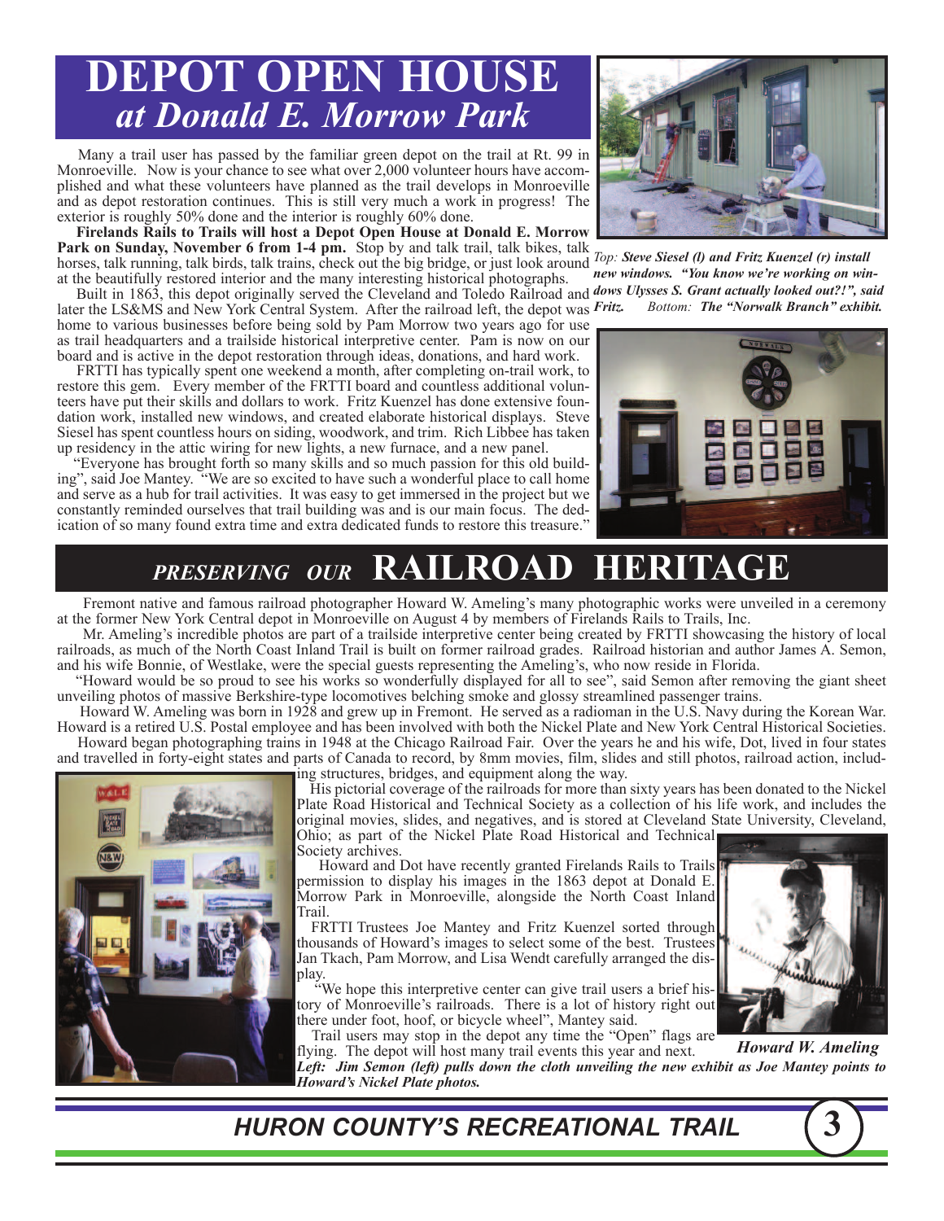# DEPOT OPEN HOUSE
## *at Donald E. Morrow Park*

Many a trail user has passed by the familiar green depot on the trail at Rt. 99 in Monroeville. Now is your chance to see what over 2,000 volunteer hours have accomplished and what these volunteers have planned as the trail develops in Monroeville and as depot restoration continues. This is still very much a work in progress! The exterior is roughly 50% done and the interior is roughly 60% done.

**Firelands Rails to Trails will host a Depot Open House at Donald E. Morrow Park on Sunday, November 6 from 1-4 pm.** Stop by and talk trail, talk bikes, talk horses, talk running, talk birds, talk trains, check out the big bridge, or just look around at the beautifully restored interior and the many interesting historical photographs.

Built in 1863, this depot originally served the Cleveland and Toledo Railroad and later the LS&MS and New York Central System. After the railroad left, the depot was home to various businesses before being sold by Pam Morrow two years ago for use as trail headquarters and a trailside historical interpretive center. Pam is now on our board and is active in the depot restoration through ideas, donations, and hard work.

FRTTI has typically spent one weekend a month, after completing on-trail work, to restore this gem. Every member of the FRTTI board and countless additional volunteers have put their skills and dollars to work. Fritz Kuenzel has done extensive foundation work, installed new windows, and created elaborate historical displays. Steve Siesel has spent countless hours on siding, woodwork, and trim. Rich Libbee has taken up residency in the attic wiring for new lights, a new furnace, and a new panel.

"Everyone has brought forth so many skills and so much passion for this old building", said Joe Mantey. "We are so excited to have such a wonderful place to call home and serve as a hub for trail activities. It was easy to get immersed in the project but we constantly reminded ourselves that trail building was and is our main focus. The dedication of so many found extra time and extra dedicated funds to restore this treasure."

*Top:* ***Steve Siesel (l) and Fritz Kuenzel (r) install new windows. "You know we're working on windows Ulysses S. Grant actually looked out?!", said Fritz.*** *Bottom:* ***The "Norwalk Branch" exhibit.***

# *PRESERVING OUR* RAILROAD HERITAGE

Fremont native and famous railroad photographer Howard W. Ameling's many photographic works were unveiled in a ceremony at the former New York Central depot in Monroeville on August 4 by members of Firelands Rails to Trails, Inc.

Mr. Ameling's incredible photos are part of a trailside interpretive center being created by FRTTI showcasing the history of local railroads, as much of the North Coast Inland Trail is built on former railroad grades. Railroad historian and author James A. Semon, and his wife Bonnie, of Westlake, were the special guests representing the Ameling's, who now reside in Florida.

"Howard would be so proud to see his works so wonderfully displayed for all to see", said Semon after removing the giant sheet unveiling photos of massive Berkshire-type locomotives belching smoke and glossy streamlined passenger trains.

Howard W. Ameling was born in 1928 and grew up in Fremont. He served as a radioman in the U.S. Navy during the Korean War. Howard is a retired U.S. Postal employee and has been involved with both the Nickel Plate and New York Central Historical Societies.

Howard began photographing trains in 1948 at the Chicago Railroad Fair. Over the years he and his wife, Dot, lived in four states and travelled in forty-eight states and parts of Canada to record, by 8mm movies, film, slides and still photos, railroad action, including structures, bridges, and equipment along the way.

His pictorial coverage of the railroads for more than sixty years has been donated to the Nickel Plate Road Historical and Technical Society as a collection of his life work, and includes the original movies, slides, and negatives, and is stored at Cleveland State University, Cleveland, Ohio; as part of the Nickel Plate Road Historical and Technical Society archives.

Howard and Dot have recently granted Firelands Rails to Trails permission to display his images in the 1863 depot at Donald E. Morrow Park in Monroeville, alongside the North Coast Inland Trail.

FRTTI Trustees Joe Mantey and Fritz Kuenzel sorted through thousands of Howard's images to select some of the best. Trustees Jan Tkach, Pam Morrow, and Lisa Wendt carefully arranged the display.

"We hope this interpretive center can give trail users a brief history of Monroeville's railroads. There is a lot of history right out there under foot, hoof, or bicycle wheel", Mantey said.

Trail users may stop in the depot any time the "Open" flags are flying. The depot will host many trail events this year and next.

***Howard W. Ameling***

***Left: Jim Semon (left) pulls down the cloth unveiling the new exhibit as Joe Mantey points to Howard's Nickel Plate photos.***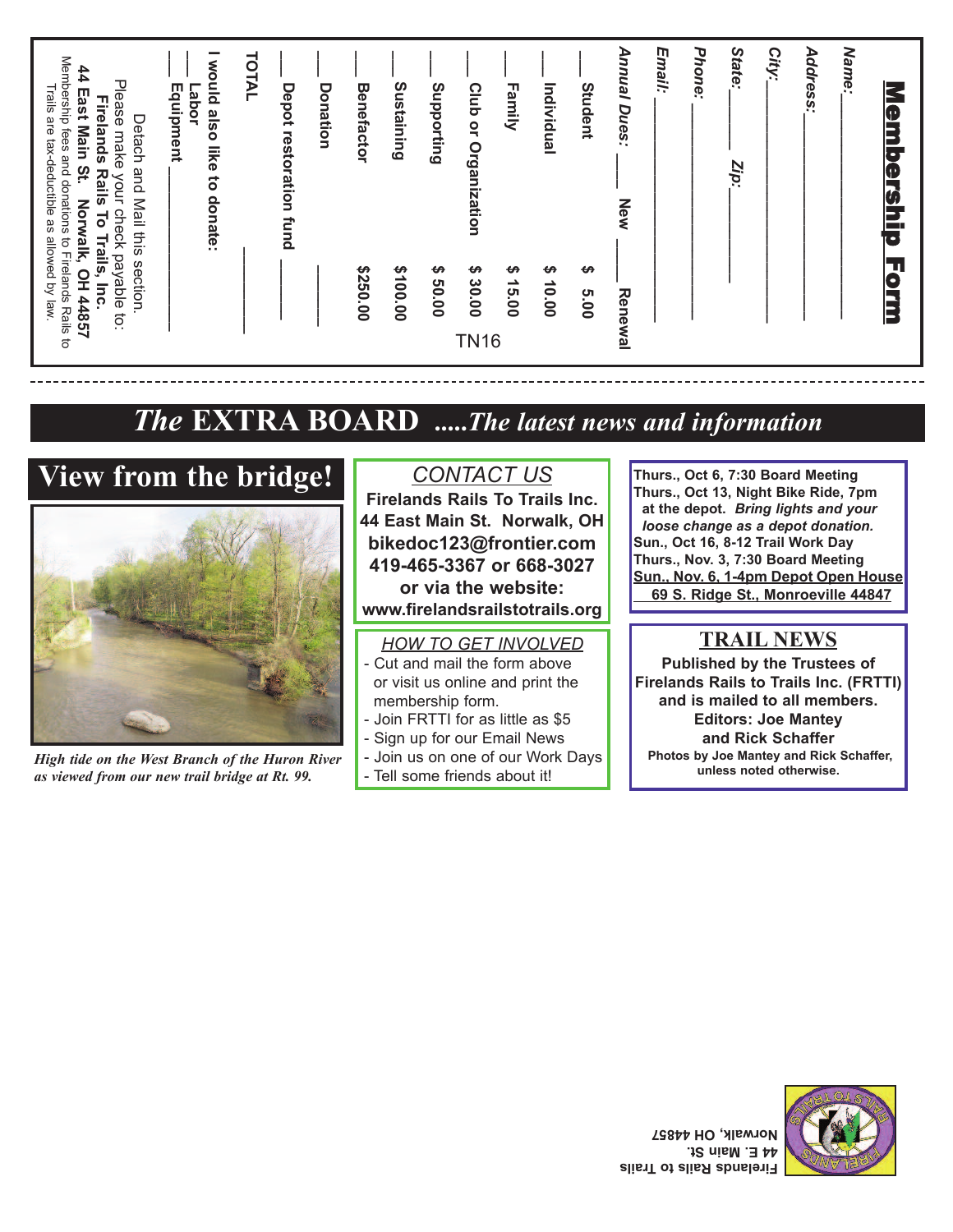# Membership Form

Name: ____________________

Address: ____________________

City: ____________________

State: ______ Zip: ____________

Phone: ____________________

Email: ____________________

Annual Dues: ___ New ___ Renewal

| | |
|---|---|
| ___ Student | $ 5.00 |
| ___ Individual | $ 10.00 |
| ___ Family | $ 15.00 |
| ___ Club or Organization | $ 30.00 |
| ___ Supporting | $ 50.00 |
| ___ Sustaining | $100.00 |
| ___ Benefactor | $250.00 |
| ___ Donation | ______ |
| ___ Depot restoration fund | ______ |
| TOTAL | ______ |

TN16

I would also like to donate:

___ Labor ____________

___ Equipment ____________

Detach and Mail this section.

Please make your check payable to:

**Firelands Rails To Trails, Inc.**
**44 East Main St. Norwalk, OH 44857**

Membership fees and donations to Firelands Rails to Trails are tax-deductible as allowed by law.

---

# *The* EXTRA BOARD *.....The latest news and information*

## View from the bridge!

*High tide on the West Branch of the Huron River as viewed from our new trail bridge at Rt. 99.*

## CONTACT US

**Firelands Rails To Trails Inc.**
**44 East Main St. Norwalk, OH**
**bikedoc123@frontier.com**
**419-465-3367 or 668-3027**
**or via the website:**
**www.firelandsrailstotrails.org**

## HOW TO GET INVOLVED

- Cut and mail the form above or visit us online and print the membership form.
- Join FRTTI for as little as $5
- Sign up for our Email News
- Join us on one of our Work Days
- Tell some friends about it!

**Thurs., Oct 6, 7:30 Board Meeting**
**Thurs., Oct 13, Night Bike Ride, 7pm at the depot.** ***Bring lights and your loose change as a depot donation.***
**Sun., Oct 16, 8-12 Trail Work Day**
**Thurs., Nov. 3, 7:30 Board Meeting**
**Sun., Nov. 6, 1-4pm Depot Open House**
**69 S. Ridge St., Monroeville 44847**

## TRAIL NEWS

**Published by the Trustees of Firelands Rails to Trails Inc. (FRTTI) and is mailed to all members.**
**Editors: Joe Mantey and Rick Schaffer**
**Photos by Joe Mantey and Rick Schaffer, unless noted otherwise.**

**Firelands Rails to Trails**
**44 E. Main St.**
**Norwalk, OH 44857**